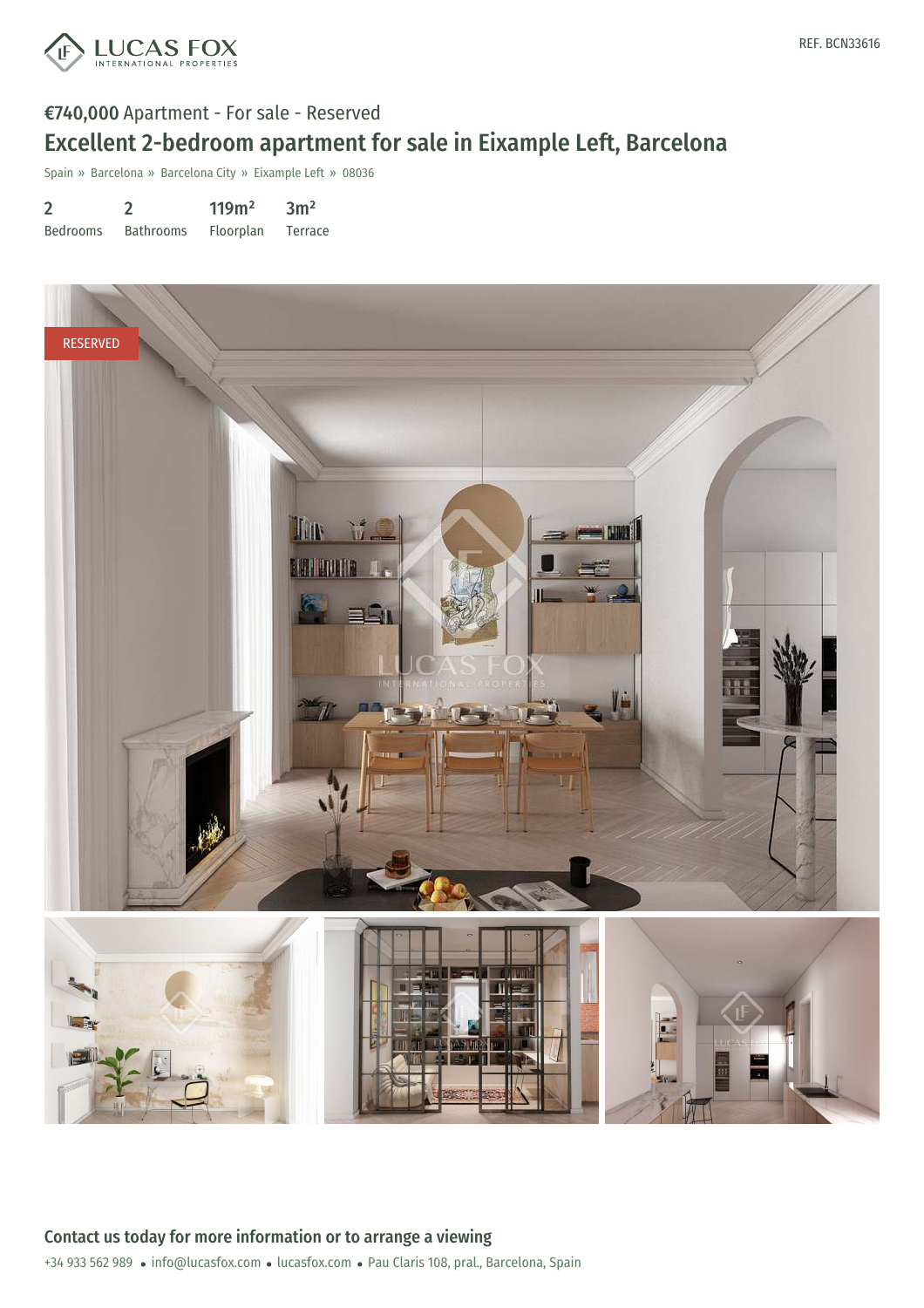REF. BCN33616

**€740,000** Apartment - For sale - Reserved

# Excellent 2-bedroom apartment for sale in Eixample Left, Barcelona

Spain » Barcelona » Barcelona City » Eixample Left » 08036

| 2 | 2 | 119m² | 3m² |
|---|---|---|---|
| Bedrooms | Bathrooms | Floorplan | Terrace |

RESERVED

## Contact us today for more information or to arrange a viewing

+34 933 562 989 • info@lucasfox.com • lucasfox.com • Pau Claris 108, pral., Barcelona, Spain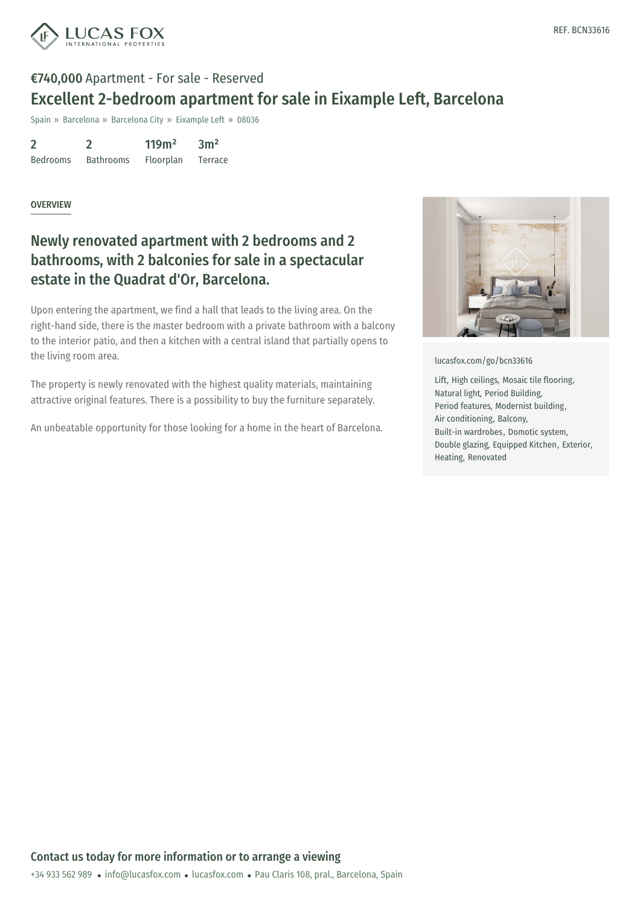REF. BCN33616

**€740,000** Apartment - For sale - Reserved

# Excellent 2-bedroom apartment for sale in Eixample Left, Barcelona

Spain » Barcelona » Barcelona City » Eixample Left » 08036

| 2 | 2 | 119m² | 3m² |
|---|---|---|---|
| Bedrooms | Bathrooms | Floorplan | Terrace |

OVERVIEW

## Newly renovated apartment with 2 bedrooms and 2 bathrooms, with 2 balconies for sale in a spectacular estate in the Quadrat d'Or, Barcelona.

Upon entering the apartment, we find a hall that leads to the living area. On the right-hand side, there is the master bedroom with a private bathroom with a balcony to the interior patio, and then a kitchen with a central island that partially opens to the living room area.

The property is newly renovated with the highest quality materials, maintaining attractive original features. There is a possibility to buy the furniture separately.

An unbeatable opportunity for those looking for a home in the heart of Barcelona.

lucasfox.com/go/bcn33616

Lift, High ceilings, Mosaic tile flooring, Natural light, Period Building, Period features, Modernist building, Air conditioning, Balcony, Built-in wardrobes, Domotic system, Double glazing, Equipped Kitchen, Exterior, Heating, Renovated

**Contact us today for more information or to arrange a viewing**

+34 933 562 989 • info@lucasfox.com • lucasfox.com • Pau Claris 108, pral., Barcelona, Spain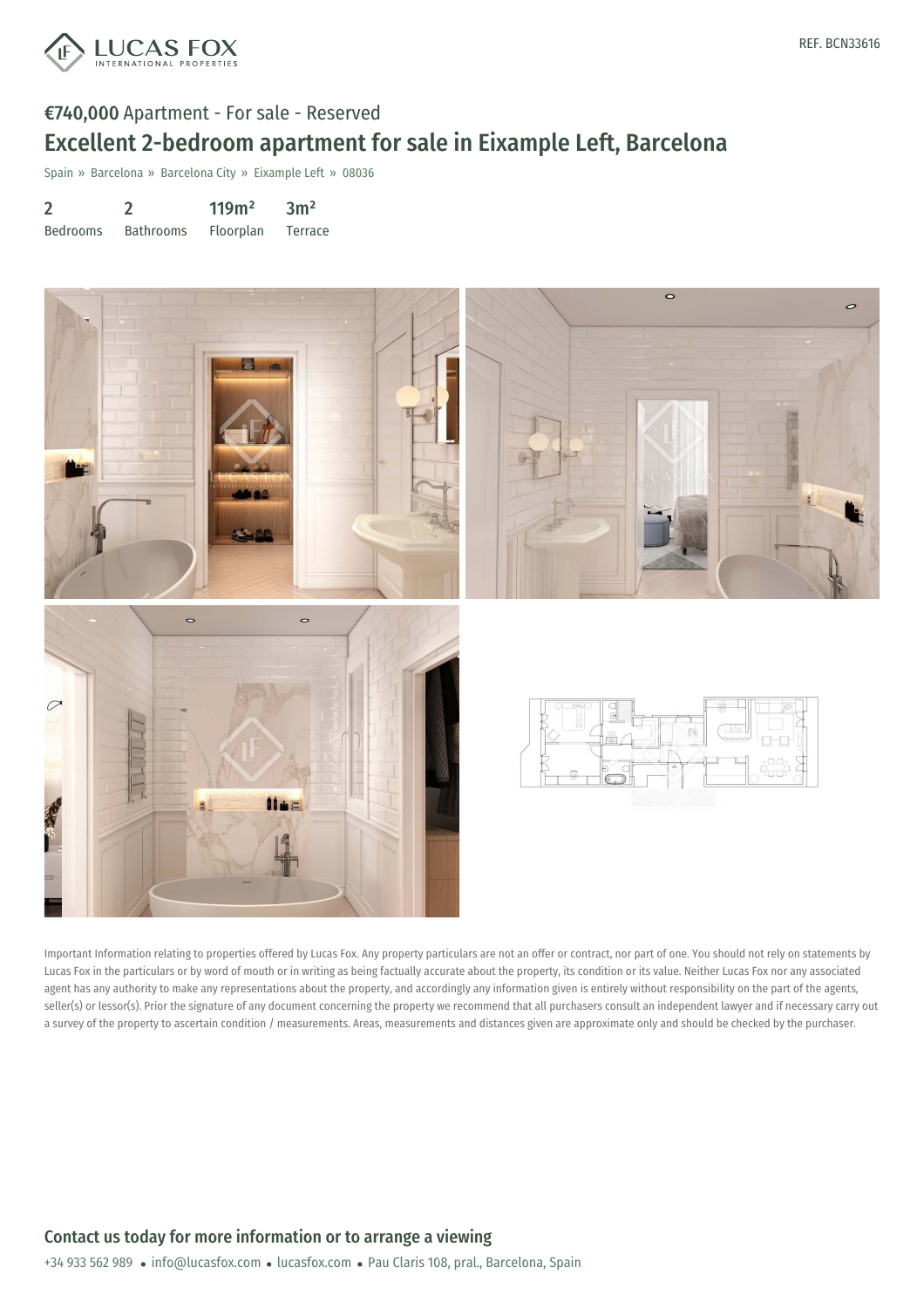REF. BCN33616

**€740,000** Apartment - For sale - Reserved

# Excellent 2-bedroom apartment for sale in Eixample Left, Barcelona

Spain » Barcelona » Barcelona City » Eixample Left » 08036

| 2 | 2 | 119m² | 3m² |
|---|---|---|---|
| Bedrooms | Bathrooms | Floorplan | Terrace |

Important Information relating to properties offered by Lucas Fox. Any property particulars are not an offer or contract, nor part of one. You should not rely on statements by Lucas Fox in the particulars or by word of mouth or in writing as being factually accurate about the property, its condition or its value. Neither Lucas Fox nor any associated agent has any authority to make any representations about the property, and accordingly any information given is entirely without responsibility on the part of the agents, seller(s) or lessor(s). Prior the signature of any document concerning the property we recommend that all purchasers consult an independent lawyer and if necessary carry out a survey of the property to ascertain condition / measurements. Areas, measurements and distances given are approximate only and should be checked by the purchaser.

## Contact us today for more information or to arrange a viewing

+34 933 562 989 • info@lucasfox.com • lucasfox.com • Pau Claris 108, pral., Barcelona, Spain